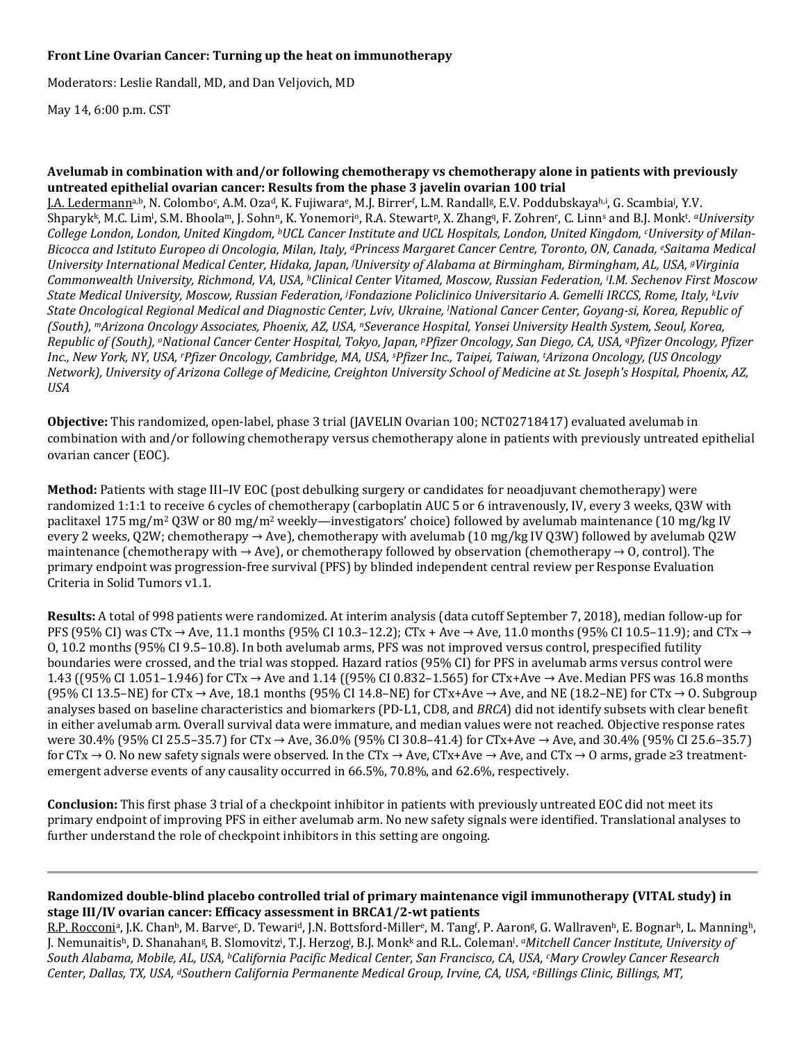**Front Line Ovarian Cancer: Turning up the heat on immunotherapy**

Moderators: Leslie Randall, MD, and Dan Veljovich, MD

May 14, 6:00 p.m. CST

**Avelumab in combination with and/or following chemotherapy vs chemotherapy alone in patients with previously untreated epithelial ovarian cancer: Results from the phase 3 javelin ovarian 100 trial**

J.A. Ledermann[a,b], N. Colombo[c], A.M. Oza[d], K. Fujiwara[e], M.J. Birrer[f], L.M. Randall[g], E.V. Poddubskaya[h,i], G. Scambia[j], Y.V. Shparyk[k], M.C. Lim[l], S.M. Bhoola[m], J. Sohn[n], K. Yonemori[o], R.A. Stewart[p], X. Zhang[q], F. Zohren[r], C. Linn[s] and B.J. Monk[t]. *[a]University College London, London, United Kingdom, [b]UCL Cancer Institute and UCL Hospitals, London, United Kingdom, [c]University of Milan-Bicocca and Istituto Europeo di Oncologia, Milan, Italy, [d]Princess Margaret Cancer Centre, Toronto, ON, Canada, [e]Saitama Medical University International Medical Center, Hidaka, Japan, [f]University of Alabama at Birmingham, Birmingham, AL, USA, [g]Virginia Commonwealth University, Richmond, VA, USA, [h]Clinical Center Vitamed, Moscow, Russian Federation, [i]I.M. Sechenov First Moscow State Medical University, Moscow, Russian Federation, [j]Fondazione Policlinico Universitario A. Gemelli IRCCS, Rome, Italy, [k]Lviv State Oncological Regional Medical and Diagnostic Center, Lviv, Ukraine, [l]National Cancer Center, Goyang-si, Korea, Republic of (South), [m]Arizona Oncology Associates, Phoenix, AZ, USA, [n]Severance Hospital, Yonsei University Health System, Seoul, Korea, Republic of (South), [o]National Cancer Center Hospital, Tokyo, Japan, [p]Pfizer Oncology, San Diego, CA, USA, [q]Pfizer Oncology, Pfizer Inc., New York, NY, USA, [r]Pfizer Oncology, Cambridge, MA, USA, [s]Pfizer Inc., Taipei, Taiwan, [t]Arizona Oncology, (US Oncology Network), University of Arizona College of Medicine, Creighton University School of Medicine at St. Joseph's Hospital, Phoenix, AZ, USA*

**Objective:** This randomized, open-label, phase 3 trial (JAVELIN Ovarian 100; NCT02718417) evaluated avelumab in combination with and/or following chemotherapy versus chemotherapy alone in patients with previously untreated epithelial ovarian cancer (EOC).

**Method:** Patients with stage III–IV EOC (post debulking surgery or candidates for neoadjuvant chemotherapy) were randomized 1:1:1 to receive 6 cycles of chemotherapy (carboplatin AUC 5 or 6 intravenously, IV, every 3 weeks, Q3W with paclitaxel 175 mg/m$^2$ Q3W or 80 mg/m$^2$ weekly—investigators' choice) followed by avelumab maintenance (10 mg/kg IV every 2 weeks, Q2W; chemotherapy → Ave), chemotherapy with avelumab (10 mg/kg IV Q3W) followed by avelumab Q2W maintenance (chemotherapy with → Ave), or chemotherapy followed by observation (chemotherapy → O, control). The primary endpoint was progression-free survival (PFS) by blinded independent central review per Response Evaluation Criteria in Solid Tumors v1.1.

**Results:** A total of 998 patients were randomized. At interim analysis (data cutoff September 7, 2018), median follow-up for PFS (95% CI) was CTx → Ave, 11.1 months (95% CI 10.3–12.2); CTx + Ave → Ave, 11.0 months (95% CI 10.5–11.9); and CTx → O, 10.2 months (95% CI 9.5–10.8). In both avelumab arms, PFS was not improved versus control, prespecified futility boundaries were crossed, and the trial was stopped. Hazard ratios (95% CI) for PFS in avelumab arms versus control were 1.43 ((95% CI 1.051–1.946) for CTx → Ave and 1.14 ((95% CI 0.832–1.565) for CTx+Ave → Ave. Median PFS was 16.8 months (95% CI 13.5–NE) for CTx → Ave, 18.1 months (95% CI 14.8–NE) for CTx+Ave → Ave, and NE (18.2–NE) for CTx → O. Subgroup analyses based on baseline characteristics and biomarkers (PD-L1, CD8, and *BRCA*) did not identify subsets with clear benefit in either avelumab arm. Overall survival data were immature, and median values were not reached. Objective response rates were 30.4% (95% CI 25.5–35.7) for CTx → Ave, 36.0% (95% CI 30.8–41.4) for CTx+Ave → Ave, and 30.4% (95% CI 25.6–35.7) for CTx → O. No new safety signals were observed. In the CTx → Ave, CTx+Ave → Ave, and CTx → O arms, grade ≥3 treatment-emergent adverse events of any causality occurred in 66.5%, 70.8%, and 62.6%, respectively.

**Conclusion:** This first phase 3 trial of a checkpoint inhibitor in patients with previously untreated EOC did not meet its primary endpoint of improving PFS in either avelumab arm. No new safety signals were identified. Translational analyses to further understand the role of checkpoint inhibitors in this setting are ongoing.

---

**Randomized double-blind placebo controlled trial of primary maintenance vigil immunotherapy (VITAL study) in stage III/IV ovarian cancer: Efficacy assessment in BRCA1/2-wt patients**

R.P. Rocconi[a], J.K. Chan[b], M. Barve[c], D. Tewari[d], J.N. Bottsford-Miller[e], M. Tang[f], P. Aaron[g], G. Wallraven[h], E. Bognar[h], L. Manning[h], J. Nemunaitis[h], D. Shanahan[g], B. Slomovitz[i], T.J. Herzog[j], B.J. Monk[k] and R.L. Coleman[l]. *[a]Mitchell Cancer Institute, University of South Alabama, Mobile, AL, USA, [b]California Pacific Medical Center, San Francisco, CA, USA, [c]Mary Crowley Cancer Research Center, Dallas, TX, USA, [d]Southern California Permanente Medical Group, Irvine, CA, USA, [e]Billings Clinic, Billings, MT,*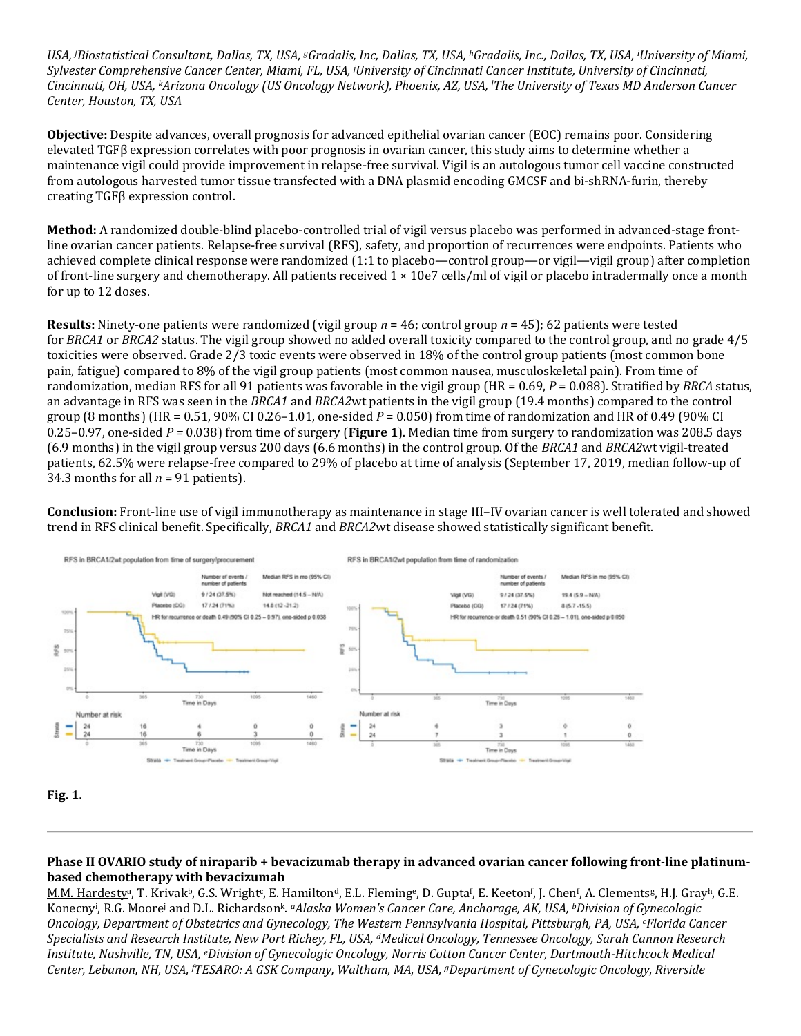USA, [f]Biostatistical Consultant, Dallas, TX, USA, [g]Gradalis, Inc, Dallas, TX, USA, [h]Gradalis, Inc., Dallas, TX, USA, [i]University of Miami, Sylvester Comprehensive Cancer Center, Miami, FL, USA, [j]University of Cincinnati Cancer Institute, University of Cincinnati, Cincinnati, OH, USA, [k]Arizona Oncology (US Oncology Network), Phoenix, AZ, USA, [l]The University of Texas MD Anderson Cancer Center, Houston, TX, USA

**Objective:** Despite advances, overall prognosis for advanced epithelial ovarian cancer (EOC) remains poor. Considering elevated TGFβ expression correlates with poor prognosis in ovarian cancer, this study aims to determine whether a maintenance vigil could provide improvement in relapse-free survival. Vigil is an autologous tumor cell vaccine constructed from autologous harvested tumor tissue transfected with a DNA plasmid encoding GMCSF and bi-shRNA-furin, thereby creating TGFβ expression control.

**Method:** A randomized double-blind placebo-controlled trial of vigil versus placebo was performed in advanced-stage front-line ovarian cancer patients. Relapse-free survival (RFS), safety, and proportion of recurrences were endpoints. Patients who achieved complete clinical response were randomized (1:1 to placebo—control group—or vigil—vigil group) after completion of front-line surgery and chemotherapy. All patients received $1 \times 10e7$ cells/ml of vigil or placebo intradermally once a month for up to 12 doses.

**Results:** Ninety-one patients were randomized (vigil group $n = 46$; control group $n = 45$); 62 patients were tested for *BRCA1* or *BRCA2* status. The vigil group showed no added overall toxicity compared to the control group, and no grade 4/5 toxicities were observed. Grade 2/3 toxic events were observed in 18% of the control group patients (most common bone pain, fatigue) compared to 8% of the vigil group patients (most common nausea, musculoskeletal pain). From time of randomization, median RFS for all 91 patients was favorable in the vigil group (HR = 0.69, $P = 0.088$). Stratified by *BRCA* status, an advantage in RFS was seen in the *BRCA1* and *BRCA2*wt patients in the vigil group (19.4 months) compared to the control group (8 months) (HR = 0.51, 90% CI 0.26–1.01, one-sided $P = 0.050$) from time of randomization and HR of 0.49 (90% CI 0.25–0.97, one-sided $P = 0.038$) from time of surgery (**Figure 1**). Median time from surgery to randomization was 208.5 days (6.9 months) in the vigil group versus 200 days (6.6 months) in the control group. Of the *BRCA1* and *BRCA2*wt vigil-treated patients, 62.5% were relapse-free compared to 29% of placebo at time of analysis (September 17, 2019, median follow-up of 34.3 months for all $n = 91$ patients).

**Conclusion:** Front-line use of vigil immunotherapy as maintenance in stage III–IV ovarian cancer is well tolerated and showed trend in RFS clinical benefit. Specifically, *BRCA1* and *BRCA2*wt disease showed statistically significant benefit.

**Fig. 1.**

---

### Phase II OVARIO study of niraparib + bevacizumab therapy in advanced ovarian cancer following front-line platinum-based chemotherapy with bevacizumab

M.M. Hardesty[a], T. Krivak[b], G.S. Wright[c], E. Hamilton[d], E.L. Fleming[e], D. Gupta[f], E. Keeton[f], J. Chen[f], A. Clements[g], H.J. Gray[h], G.E. Konecny[i], R.G. Moore[j] and D.L. Richardson[k]. [a]Alaska Women's Cancer Care, Anchorage, AK, USA, [b]Division of Gynecologic Oncology, Department of Obstetrics and Gynecology, The Western Pennsylvania Hospital, Pittsburgh, PA, USA, [c]Florida Cancer Specialists and Research Institute, New Port Richey, FL, USA, [d]Medical Oncology, Tennessee Oncology, Sarah Cannon Research Institute, Nashville, TN, USA, [e]Division of Gynecologic Oncology, Norris Cotton Cancer Center, Dartmouth-Hitchcock Medical Center, Lebanon, NH, USA, [f]TESARO: A GSK Company, Waltham, MA, USA, [g]Department of Gynecologic Oncology, Riverside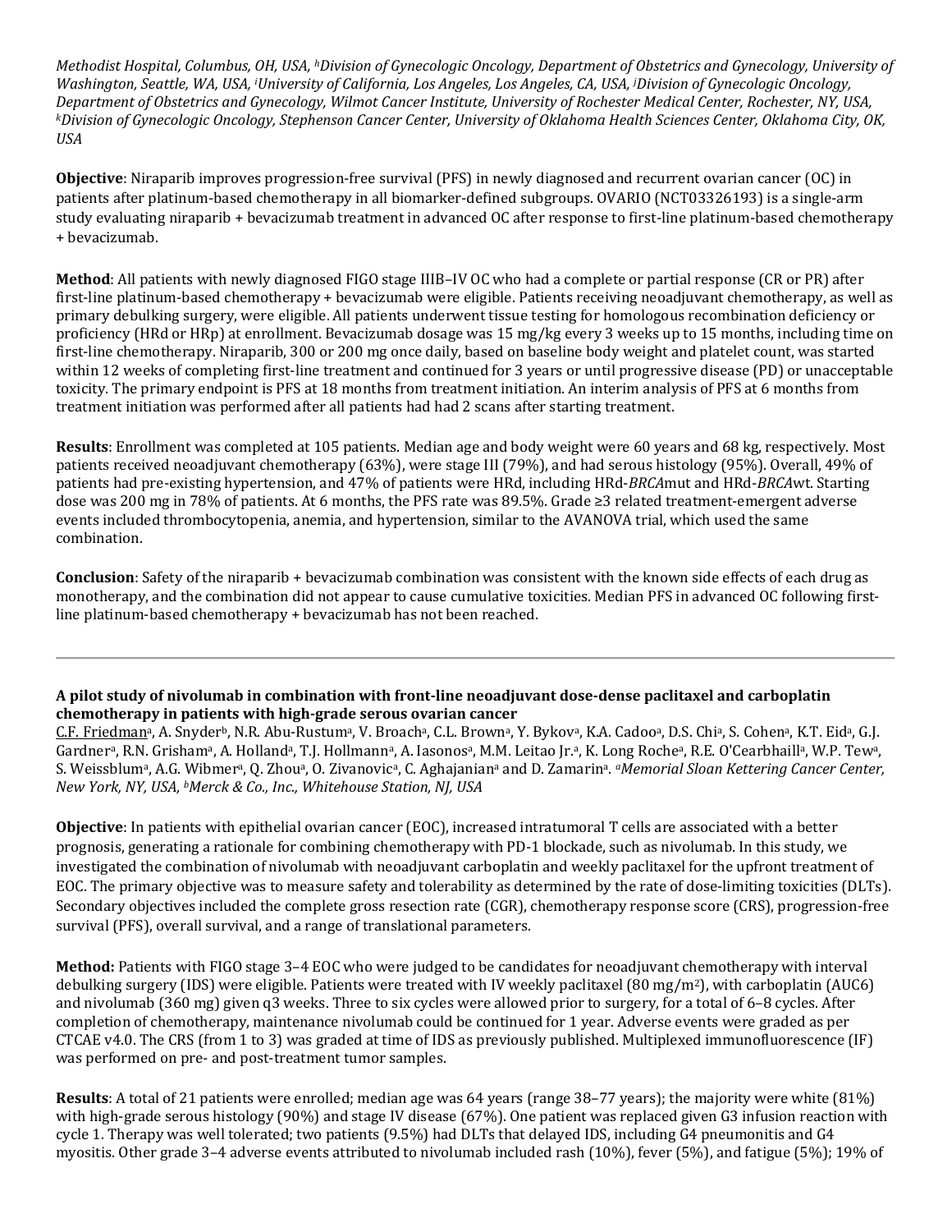*Methodist Hospital, Columbus, OH, USA, [h]Division of Gynecologic Oncology, Department of Obstetrics and Gynecology, University of Washington, Seattle, WA, USA, [i]University of California, Los Angeles, Los Angeles, CA, USA, [j]Division of Gynecologic Oncology, Department of Obstetrics and Gynecology, Wilmot Cancer Institute, University of Rochester Medical Center, Rochester, NY, USA, [k]Division of Gynecologic Oncology, Stephenson Cancer Center, University of Oklahoma Health Sciences Center, Oklahoma City, OK, USA*

**Objective**: Niraparib improves progression-free survival (PFS) in newly diagnosed and recurrent ovarian cancer (OC) in patients after platinum-based chemotherapy in all biomarker-defined subgroups. OVARIO (NCT03326193) is a single-arm study evaluating niraparib + bevacizumab treatment in advanced OC after response to first-line platinum-based chemotherapy + bevacizumab.

**Method**: All patients with newly diagnosed FIGO stage IIIB–IV OC who had a complete or partial response (CR or PR) after first-line platinum-based chemotherapy + bevacizumab were eligible. Patients receiving neoadjuvant chemotherapy, as well as primary debulking surgery, were eligible. All patients underwent tissue testing for homologous recombination deficiency or proficiency (HRd or HRp) at enrollment. Bevacizumab dosage was 15 mg/kg every 3 weeks up to 15 months, including time on first-line chemotherapy. Niraparib, 300 or 200 mg once daily, based on baseline body weight and platelet count, was started within 12 weeks of completing first-line treatment and continued for 3 years or until progressive disease (PD) or unacceptable toxicity. The primary endpoint is PFS at 18 months from treatment initiation. An interim analysis of PFS at 6 months from treatment initiation was performed after all patients had had 2 scans after starting treatment.

**Results**: Enrollment was completed at 105 patients. Median age and body weight were 60 years and 68 kg, respectively. Most patients received neoadjuvant chemotherapy (63%), were stage III (79%), and had serous histology (95%). Overall, 49% of patients had pre-existing hypertension, and 47% of patients were HRd, including HRd-*BRCA*mut and HRd-*BRCA*wt. Starting dose was 200 mg in 78% of patients. At 6 months, the PFS rate was 89.5%. Grade ≥3 related treatment-emergent adverse events included thrombocytopenia, anemia, and hypertension, similar to the AVANOVA trial, which used the same combination.

**Conclusion**: Safety of the niraparib + bevacizumab combination was consistent with the known side effects of each drug as monotherapy, and the combination did not appear to cause cumulative toxicities. Median PFS in advanced OC following first-line platinum-based chemotherapy + bevacizumab has not been reached.

---

**A pilot study of nivolumab in combination with front-line neoadjuvant dose-dense paclitaxel and carboplatin chemotherapy in patients with high-grade serous ovarian cancer**

C.F. Friedman[a], A. Snyder[b], N.R. Abu-Rustum[a], V. Broach[a], C.L. Brown[a], Y. Bykov[a], K.A. Cadoo[a], D.S. Chi[a], S. Cohen[a], K.T. Eid[a], G.J. Gardner[a], R.N. Grisham[a], A. Holland[a], T.J. Hollmann[a], A. Iasonos[a], M.M. Leitao Jr.[a], K. Long Roche[a], R.E. O'Cearbhaill[a], W.P. Tew[a], S. Weissblum[a], A.G. Wibmer[a], Q. Zhou[a], O. Zivanovic[a], C. Aghajanian[a] and D. Zamarin[a]. *[a]Memorial Sloan Kettering Cancer Center, New York, NY, USA, [b]Merck & Co., Inc., Whitehouse Station, NJ, USA*

**Objective**: In patients with epithelial ovarian cancer (EOC), increased intratumoral T cells are associated with a better prognosis, generating a rationale for combining chemotherapy with PD-1 blockade, such as nivolumab. In this study, we investigated the combination of nivolumab with neoadjuvant carboplatin and weekly paclitaxel for the upfront treatment of EOC. The primary objective was to measure safety and tolerability as determined by the rate of dose-limiting toxicities (DLTs). Secondary objectives included the complete gross resection rate (CGR), chemotherapy response score (CRS), progression-free survival (PFS), overall survival, and a range of translational parameters.

**Method:** Patients with FIGO stage 3–4 EOC who were judged to be candidates for neoadjuvant chemotherapy with interval debulking surgery (IDS) were eligible. Patients were treated with IV weekly paclitaxel (80 mg/m$^2$), with carboplatin (AUC6) and nivolumab (360 mg) given q3 weeks. Three to six cycles were allowed prior to surgery, for a total of 6–8 cycles. After completion of chemotherapy, maintenance nivolumab could be continued for 1 year. Adverse events were graded as per CTCAE v4.0. The CRS (from 1 to 3) was graded at time of IDS as previously published. Multiplexed immunofluorescence (IF) was performed on pre- and post-treatment tumor samples.

**Results**: A total of 21 patients were enrolled; median age was 64 years (range 38–77 years); the majority were white (81%) with high-grade serous histology (90%) and stage IV disease (67%). One patient was replaced given G3 infusion reaction with cycle 1. Therapy was well tolerated; two patients (9.5%) had DLTs that delayed IDS, including G4 pneumonitis and G4 myositis. Other grade 3–4 adverse events attributed to nivolumab included rash (10%), fever (5%), and fatigue (5%); 19% of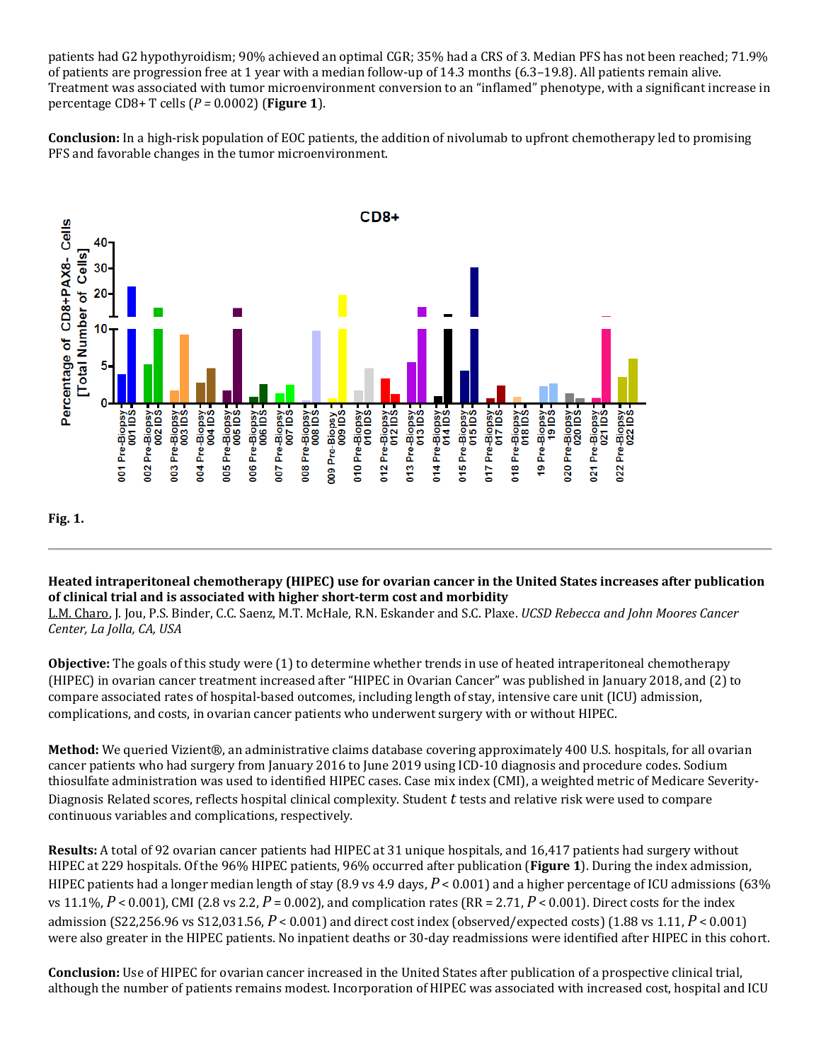patients had G2 hypothyroidism; 90% achieved an optimal CGR; 35% had a CRS of 3. Median PFS has not been reached; 71.9% of patients are progression free at 1 year with a median follow-up of 14.3 months (6.3–19.8). All patients remain alive. Treatment was associated with tumor microenvironment conversion to an "inflamed" phenotype, with a significant increase in percentage CD8+ T cells ($P$ = 0.0002) (**Figure 1**).

**Conclusion:** In a high-risk population of EOC patients, the addition of nivolumab to upfront chemotherapy led to promising PFS and favorable changes in the tumor microenvironment.

**Fig. 1.**

---

**Heated intraperitoneal chemotherapy (HIPEC) use for ovarian cancer in the United States increases after publication of clinical trial and is associated with higher short-term cost and morbidity**

L.M. Charo, J. Jou, P.S. Binder, C.C. Saenz, M.T. McHale, R.N. Eskander and S.C. Plaxe. *UCSD Rebecca and John Moores Cancer Center, La Jolla, CA, USA*

**Objective:** The goals of this study were (1) to determine whether trends in use of heated intraperitoneal chemotherapy (HIPEC) in ovarian cancer treatment increased after "HIPEC in Ovarian Cancer" was published in January 2018, and (2) to compare associated rates of hospital-based outcomes, including length of stay, intensive care unit (ICU) admission, complications, and costs, in ovarian cancer patients who underwent surgery with or without HIPEC.

**Method:** We queried Vizient®, an administrative claims database covering approximately 400 U.S. hospitals, for all ovarian cancer patients who had surgery from January 2016 to June 2019 using ICD-10 diagnosis and procedure codes. Sodium thiosulfate administration was used to identified HIPEC cases. Case mix index (CMI), a weighted metric of Medicare Severity-Diagnosis Related scores, reflects hospital clinical complexity. Student $t$ tests and relative risk were used to compare continuous variables and complications, respectively.

**Results:** A total of 92 ovarian cancer patients had HIPEC at 31 unique hospitals, and 16,417 patients had surgery without HIPEC at 229 hospitals. Of the 96% HIPEC patients, 96% occurred after publication (**Figure 1**). During the index admission, HIPEC patients had a longer median length of stay (8.9 vs 4.9 days, $P$ < 0.001) and a higher percentage of ICU admissions (63% vs 11.1%, $P$ < 0.001), CMI (2.8 vs 2.2, $P$ = 0.002), and complication rates (RR = 2.71, $P$ < 0.001). Direct costs for the index admission (S22,256.96 vs S12,031.56, $P$ < 0.001) and direct cost index (observed/expected costs) (1.88 vs 1.11, $P$ < 0.001) were also greater in the HIPEC patients. No inpatient deaths or 30-day readmissions were identified after HIPEC in this cohort.

**Conclusion:** Use of HIPEC for ovarian cancer increased in the United States after publication of a prospective clinical trial, although the number of patients remains modest. Incorporation of HIPEC was associated with increased cost, hospital and ICU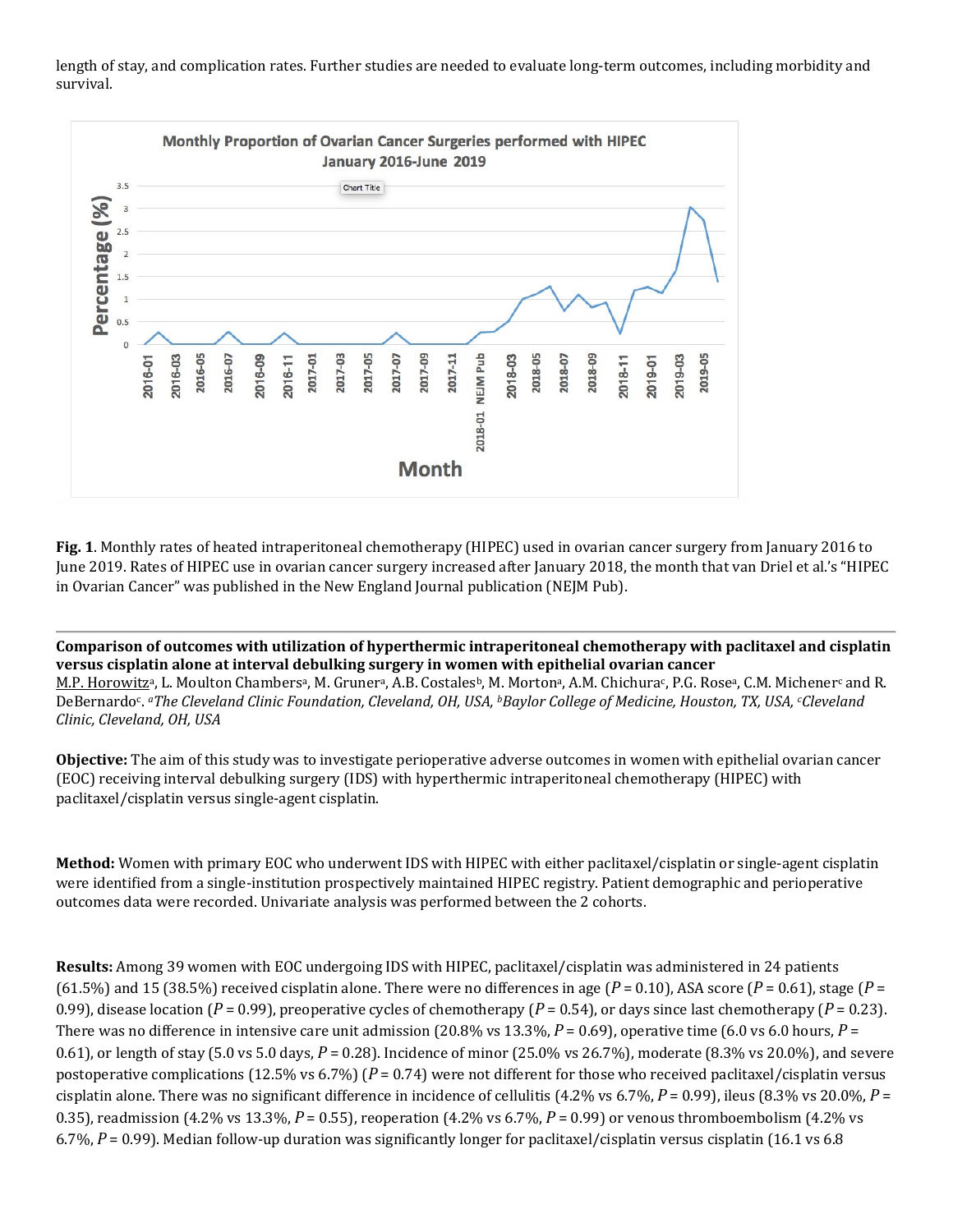length of stay, and complication rates. Further studies are needed to evaluate long-term outcomes, including morbidity and survival.

**Fig. 1**. Monthly rates of heated intraperitoneal chemotherapy (HIPEC) used in ovarian cancer surgery from January 2016 to June 2019. Rates of HIPEC use in ovarian cancer surgery increased after January 2018, the month that van Driel et al.'s "HIPEC in Ovarian Cancer" was published in the New England Journal publication (NEJM Pub).

---

**Comparison of outcomes with utilization of hyperthermic intraperitoneal chemotherapy with paclitaxel and cisplatin versus cisplatin alone at interval debulking surgery in women with epithelial ovarian cancer**

M.P. Horowitz[a], L. Moulton Chambers[a], M. Gruner[a], A.B. Costales[b], M. Morton[a], A.M. Chichura[c], P.G. Rose[a], C.M. Michener[c] and R. DeBernardo[c]. [a]*The Cleveland Clinic Foundation, Cleveland, OH, USA,* [b]*Baylor College of Medicine, Houston, TX, USA,* [c]*Cleveland Clinic, Cleveland, OH, USA*

**Objective:** The aim of this study was to investigate perioperative adverse outcomes in women with epithelial ovarian cancer (EOC) receiving interval debulking surgery (IDS) with hyperthermic intraperitoneal chemotherapy (HIPEC) with paclitaxel/cisplatin versus single-agent cisplatin.

**Method:** Women with primary EOC who underwent IDS with HIPEC with either paclitaxel/cisplatin or single-agent cisplatin were identified from a single-institution prospectively maintained HIPEC registry. Patient demographic and perioperative outcomes data were recorded. Univariate analysis was performed between the 2 cohorts.

**Results:** Among 39 women with EOC undergoing IDS with HIPEC, paclitaxel/cisplatin was administered in 24 patients (61.5%) and 15 (38.5%) received cisplatin alone. There were no differences in age ($P = 0.10$), ASA score ($P = 0.61$), stage ($P = 0.99$), disease location ($P = 0.99$), preoperative cycles of chemotherapy ($P = 0.54$), or days since last chemotherapy ($P = 0.23$). There was no difference in intensive care unit admission (20.8% vs 13.3%, $P = 0.69$), operative time (6.0 vs 6.0 hours, $P = 0.61$), or length of stay (5.0 vs 5.0 days, $P = 0.28$). Incidence of minor (25.0% vs 26.7%), moderate (8.3% vs 20.0%), and severe postoperative complications (12.5% vs 6.7%) ($P = 0.74$) were not different for those who received paclitaxel/cisplatin versus cisplatin alone. There was no significant difference in incidence of cellulitis (4.2% vs 6.7%, $P = 0.99$), ileus (8.3% vs 20.0%, $P = 0.35$), readmission (4.2% vs 13.3%, $P = 0.55$), reoperation (4.2% vs 6.7%, $P = 0.99$) or venous thromboembolism (4.2% vs 6.7%, $P = 0.99$). Median follow-up duration was significantly longer for paclitaxel/cisplatin versus cisplatin (16.1 vs 6.8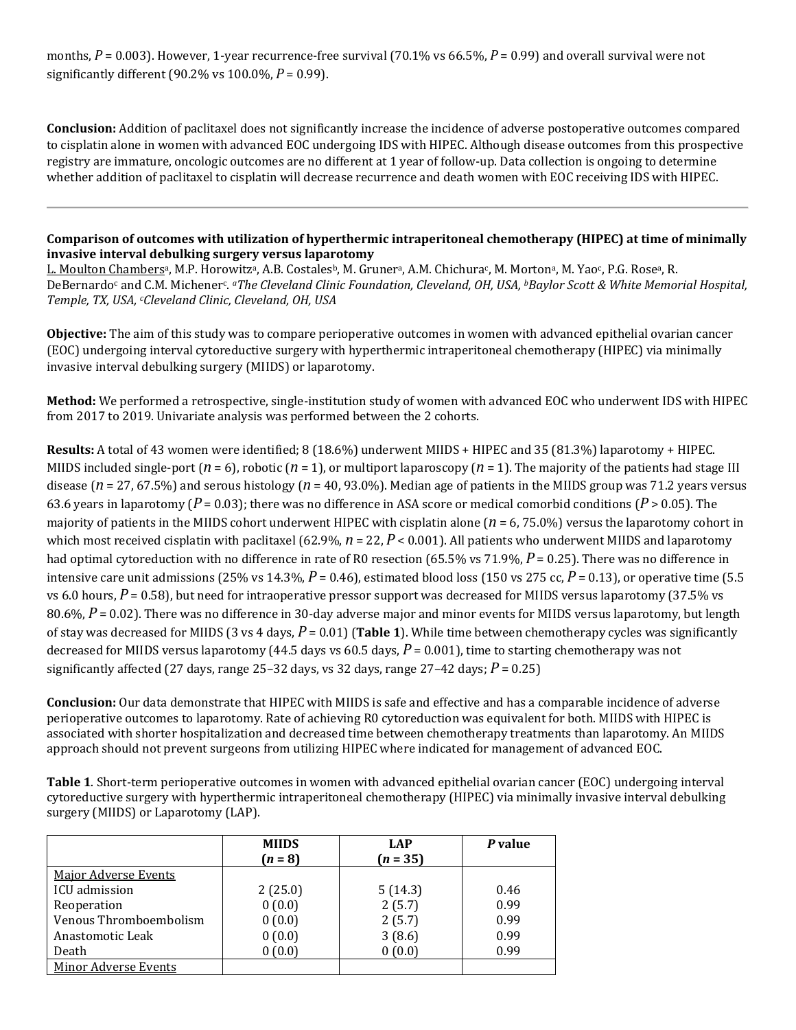months, $P = 0.003$). However, 1-year recurrence-free survival (70.1% vs 66.5%, $P = 0.99$) and overall survival were not significantly different (90.2% vs 100.0%, $P = 0.99$).

**Conclusion:** Addition of paclitaxel does not significantly increase the incidence of adverse postoperative outcomes compared to cisplatin alone in women with advanced EOC undergoing IDS with HIPEC. Although disease outcomes from this prospective registry are immature, oncologic outcomes are no different at 1 year of follow-up. Data collection is ongoing to determine whether addition of paclitaxel to cisplatin will decrease recurrence and death women with EOC receiving IDS with HIPEC.

---

**Comparison of outcomes with utilization of hyperthermic intraperitoneal chemotherapy (HIPEC) at time of minimally invasive interval debulking surgery versus laparotomy**

L. Moulton Chambers[a], M.P. Horowitz[a], A.B. Costales[b], M. Gruner[a], A.M. Chichura[c], M. Morton[a], M. Yao[c], P.G. Rose[a], R. DeBernardo[c] and C.M. Michener[c]. *[a]The Cleveland Clinic Foundation, Cleveland, OH, USA, [b]Baylor Scott & White Memorial Hospital, Temple, TX, USA, [c]Cleveland Clinic, Cleveland, OH, USA*

**Objective:** The aim of this study was to compare perioperative outcomes in women with advanced epithelial ovarian cancer (EOC) undergoing interval cytoreductive surgery with hyperthermic intraperitoneal chemotherapy (HIPEC) via minimally invasive interval debulking surgery (MIIDS) or laparotomy.

**Method:** We performed a retrospective, single-institution study of women with advanced EOC who underwent IDS with HIPEC from 2017 to 2019. Univariate analysis was performed between the 2 cohorts.

**Results:** A total of 43 women were identified; 8 (18.6%) underwent MIIDS + HIPEC and 35 (81.3%) laparotomy + HIPEC. MIIDS included single-port ($n = 6$), robotic ($n = 1$), or multiport laparoscopy ($n = 1$). The majority of the patients had stage III disease ($n = 27$, 67.5%) and serous histology ($n = 40$, 93.0%). Median age of patients in the MIIDS group was 71.2 years versus 63.6 years in laparotomy ($P = 0.03$); there was no difference in ASA score or medical comorbid conditions ($P > 0.05$). The majority of patients in the MIIDS cohort underwent HIPEC with cisplatin alone ($n = 6$, 75.0%) versus the laparotomy cohort in which most received cisplatin with paclitaxel (62.9%, $n = 22$, $P < 0.001$). All patients who underwent MIIDS and laparotomy had optimal cytoreduction with no difference in rate of R0 resection (65.5% vs 71.9%, $P = 0.25$). There was no difference in intensive care unit admissions (25% vs 14.3%, $P = 0.46$), estimated blood loss (150 vs 275 cc, $P = 0.13$), or operative time (5.5 vs 6.0 hours, $P = 0.58$), but need for intraoperative pressor support was decreased for MIIDS versus laparotomy (37.5% vs 80.6%, $P = 0.02$). There was no difference in 30-day adverse major and minor events for MIIDS versus laparotomy, but length of stay was decreased for MIIDS (3 vs 4 days, $P = 0.01$) (**Table 1**). While time between chemotherapy cycles was significantly decreased for MIIDS versus laparotomy (44.5 days vs 60.5 days, $P = 0.001$), time to starting chemotherapy was not significantly affected (27 days, range 25–32 days, vs 32 days, range 27–42 days; $P = 0.25$)

**Conclusion:** Our data demonstrate that HIPEC with MIIDS is safe and effective and has a comparable incidence of adverse perioperative outcomes to laparotomy. Rate of achieving R0 cytoreduction was equivalent for both. MIIDS with HIPEC is associated with shorter hospitalization and decreased time between chemotherapy treatments than laparotomy. An MIIDS approach should not prevent surgeons from utilizing HIPEC where indicated for management of advanced EOC.

**Table 1**. Short-term perioperative outcomes in women with advanced epithelial ovarian cancer (EOC) undergoing interval cytoreductive surgery with hyperthermic intraperitoneal chemotherapy (HIPEC) via minimally invasive interval debulking surgery (MIIDS) or Laparotomy (LAP).

| | MIIDS ($n = 8$) | LAP ($n = 35$) | $P$ value |
|---|---|---|---|
| Major Adverse Events | | | |
| ICU admission | 2 (25.0) | 5 (14.3) | 0.46 |
| Reoperation | 0 (0.0) | 2 (5.7) | 0.99 |
| Venous Thromboembolism | 0 (0.0) | 2 (5.7) | 0.99 |
| Anastomotic Leak | 0 (0.0) | 3 (8.6) | 0.99 |
| Death | 0 (0.0) | 0 (0.0) | 0.99 |
| Minor Adverse Events | | | |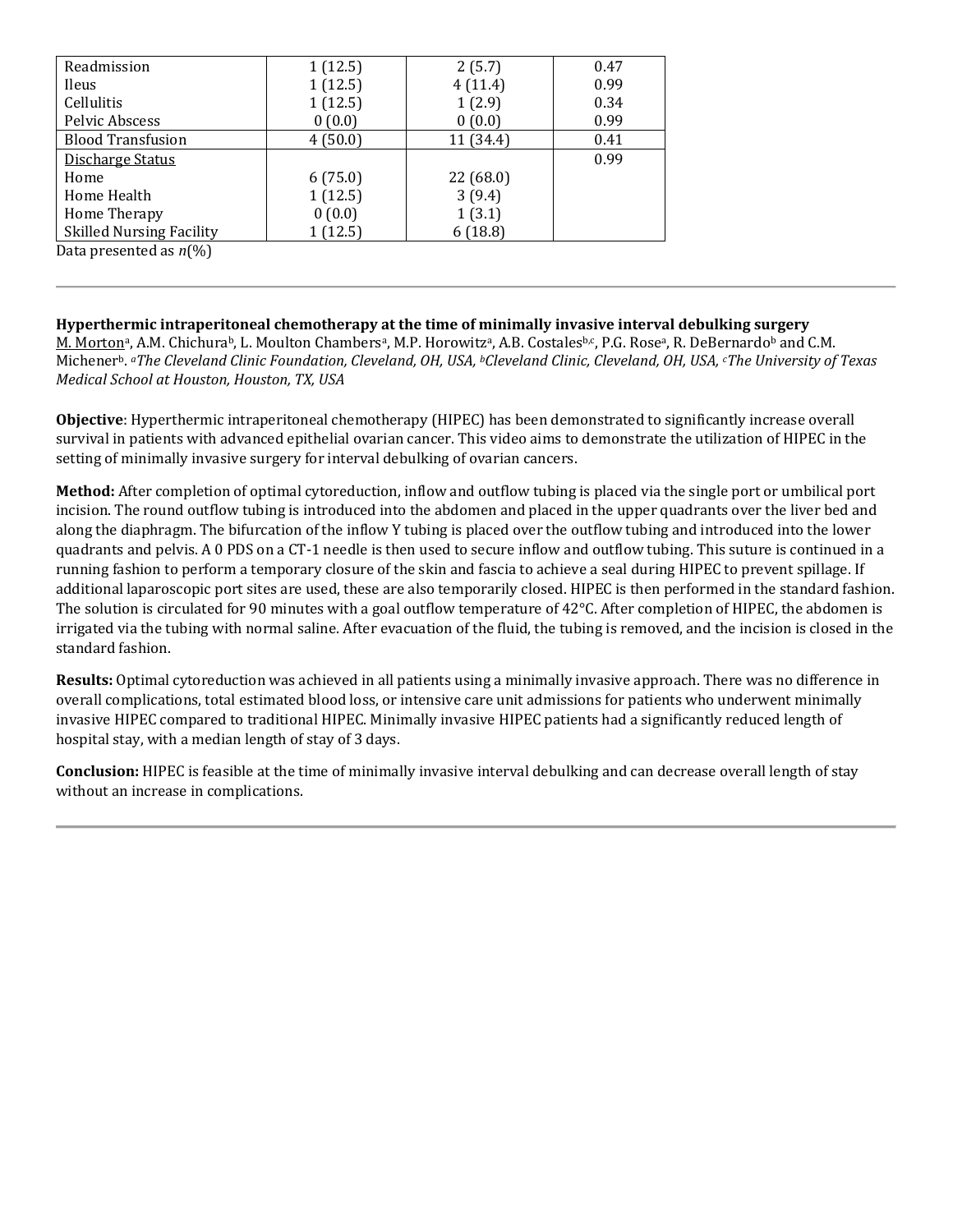| | | | |
|---|---|---|---|
| Readmission | 1 (12.5) | 2 (5.7) | 0.47 |
| Ileus | 1 (12.5) | 4 (11.4) | 0.99 |
| Cellulitis | 1 (12.5) | 1 (2.9) | 0.34 |
| Pelvic Abscess | 0 (0.0) | 0 (0.0) | 0.99 |
| Blood Transfusion | 4 (50.0) | 11 (34.4) | 0.41 |
| Discharge Status | | | 0.99 |
| Home | 6 (75.0) | 22 (68.0) | |
| Home Health | 1 (12.5) | 3 (9.4) | |
| Home Therapy | 0 (0.0) | 1 (3.1) | |
| Skilled Nursing Facility | 1 (12.5) | 6 (18.8) | |

Data presented as *n*(%)

---

**Hyperthermic intraperitoneal chemotherapy at the time of minimally invasive interval debulking surgery**

M. Morton[a], A.M. Chichura[b], L. Moulton Chambers[a], M.P. Horowitz[a], A.B. Costales[b,c], P.G. Rose[a], R. DeBernardo[b] and C.M. Michener[b]. [a]*The Cleveland Clinic Foundation, Cleveland, OH, USA,* [b]*Cleveland Clinic, Cleveland, OH, USA,* [c]*The University of Texas Medical School at Houston, Houston, TX, USA*

**Objective**: Hyperthermic intraperitoneal chemotherapy (HIPEC) has been demonstrated to significantly increase overall survival in patients with advanced epithelial ovarian cancer. This video aims to demonstrate the utilization of HIPEC in the setting of minimally invasive surgery for interval debulking of ovarian cancers.

**Method:** After completion of optimal cytoreduction, inflow and outflow tubing is placed via the single port or umbilical port incision. The round outflow tubing is introduced into the abdomen and placed in the upper quadrants over the liver bed and along the diaphragm. The bifurcation of the inflow Y tubing is placed over the outflow tubing and introduced into the lower quadrants and pelvis. A 0 PDS on a CT-1 needle is then used to secure inflow and outflow tubing. This suture is continued in a running fashion to perform a temporary closure of the skin and fascia to achieve a seal during HIPEC to prevent spillage. If additional laparoscopic port sites are used, these are also temporarily closed. HIPEC is then performed in the standard fashion. The solution is circulated for 90 minutes with a goal outflow temperature of 42°C. After completion of HIPEC, the abdomen is irrigated via the tubing with normal saline. After evacuation of the fluid, the tubing is removed, and the incision is closed in the standard fashion.

**Results:** Optimal cytoreduction was achieved in all patients using a minimally invasive approach. There was no difference in overall complications, total estimated blood loss, or intensive care unit admissions for patients who underwent minimally invasive HIPEC compared to traditional HIPEC. Minimally invasive HIPEC patients had a significantly reduced length of hospital stay, with a median length of stay of 3 days.

**Conclusion:** HIPEC is feasible at the time of minimally invasive interval debulking and can decrease overall length of stay without an increase in complications.